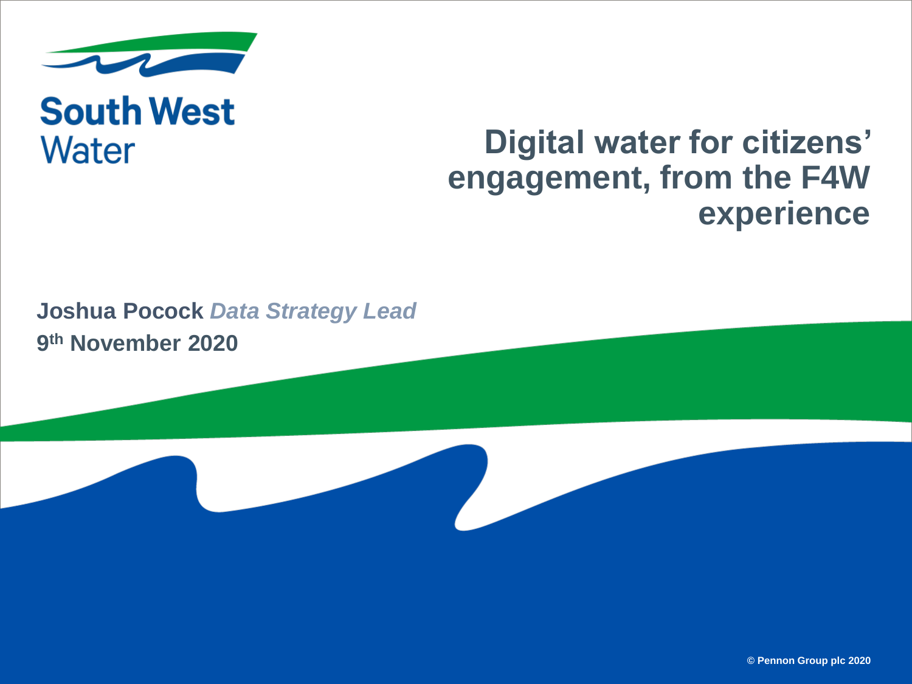South West Water

# Digital water for citizens' engagement, from the F4W experience

**Joshua Pocock** ***Data Strategy Lead***

**9th November 2020**

© Pennon Group plc 2020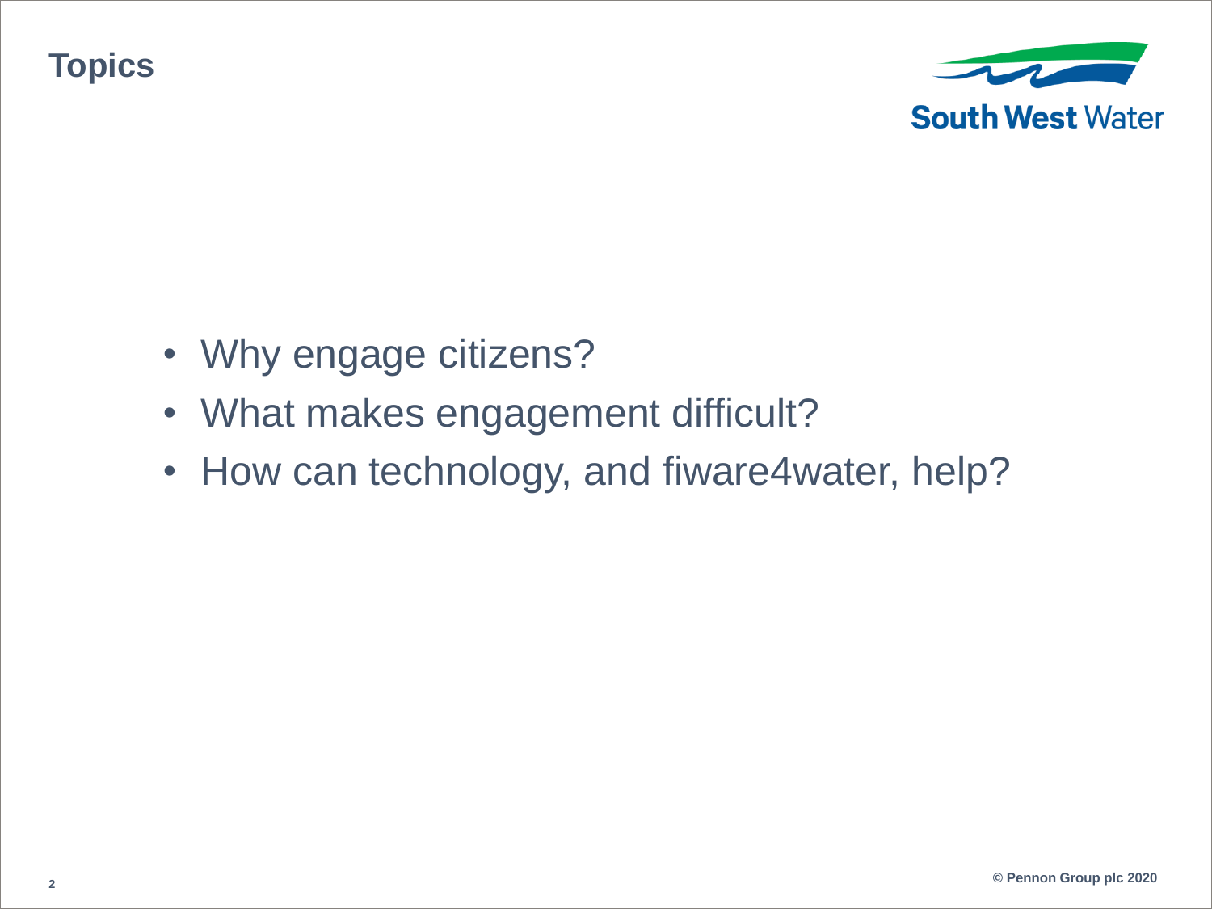# Topics

- Why engage citizens?
- What makes engagement difficult?
- How can technology, and fiware4water, help?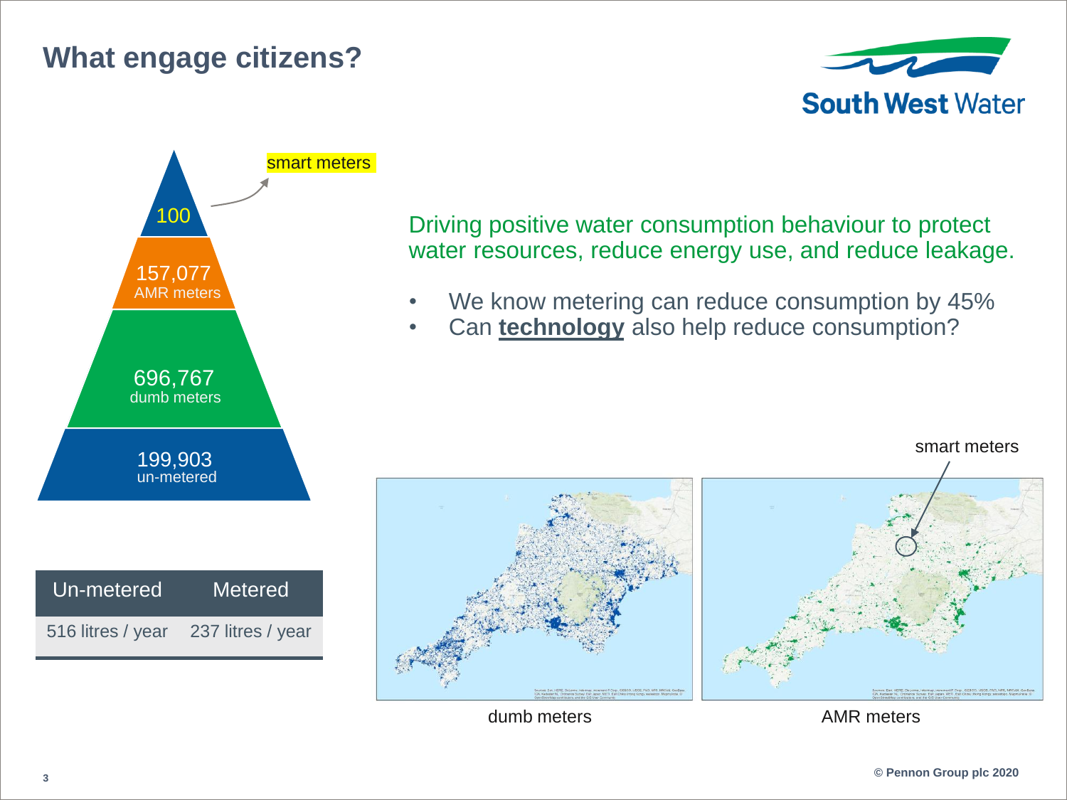# What engage citizens?

South West Water

smart meters

- 100 — smart meters
- 157,077 AMR meters
- 696,767 dumb meters
- 199,903 un-metered

| Un-metered | Metered |
| --- | --- |
| 516 litres / year | 237 litres / year |

Driving positive water consumption behaviour to protect water resources, reduce energy use, and reduce leakage.

- We know metering can reduce consumption by 45%
- Can **technology** also help reduce consumption?

smart meters

dumb meters

AMR meters

© Pennon Group plc 2020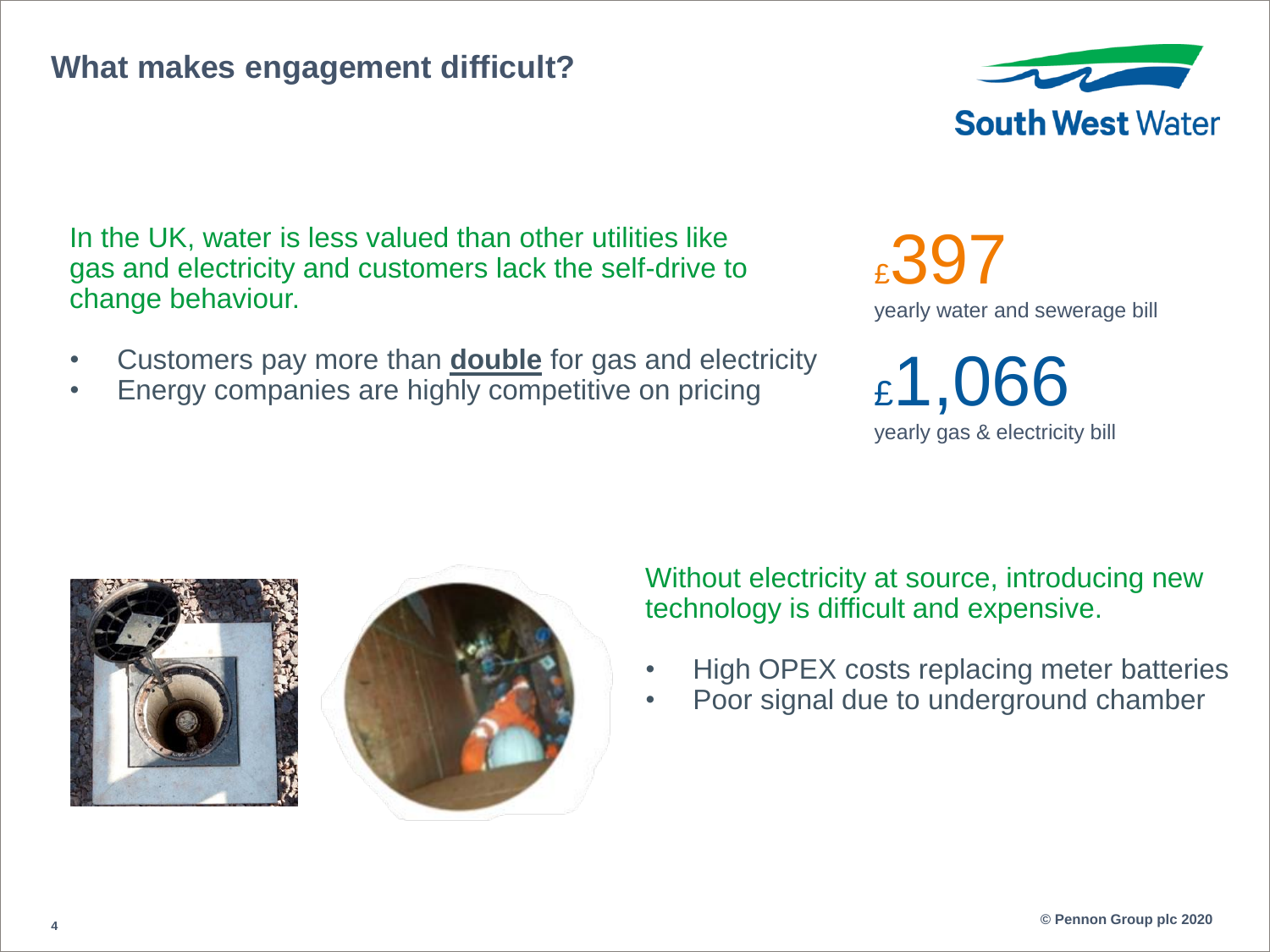## What makes engagement difficult?

In the UK, water is less valued than other utilities like gas and electricity and customers lack the self-drive to change behaviour.

- Customers pay more than **double** for gas and electricity
- Energy companies are highly competitive on pricing

£397

yearly water and sewerage bill

£1,066

yearly gas & electricity bill

Without electricity at source, introducing new technology is difficult and expensive.

- High OPEX costs replacing meter batteries
- Poor signal due to underground chamber

© Pennon Group plc 2020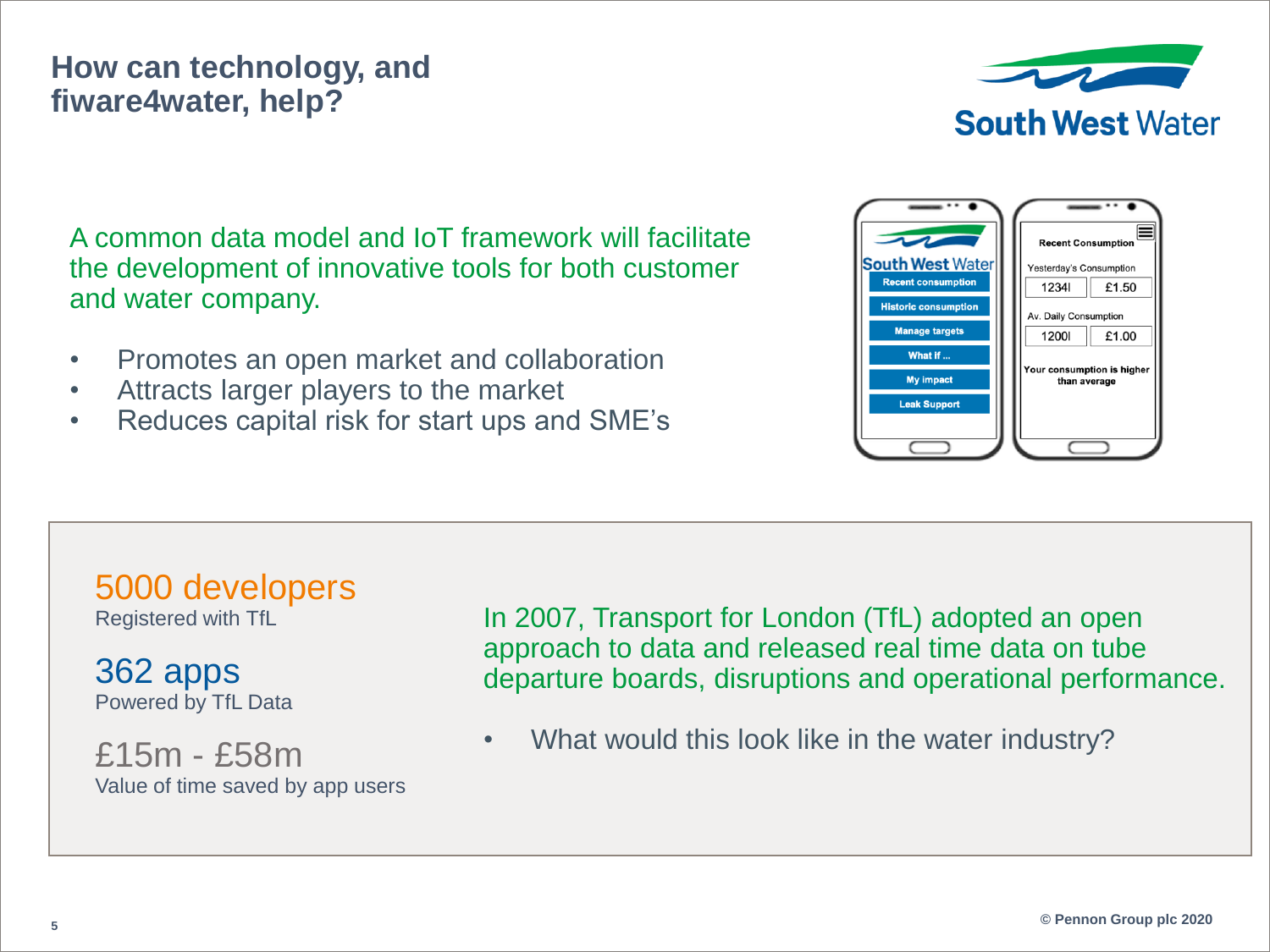# How can technology, and fiware4water, help?

A common data model and IoT framework will facilitate the development of innovative tools for both customer and water company.

- Promotes an open market and collaboration
- Attracts larger players to the market
- Reduces capital risk for start ups and SME's

**5000 developers**
Registered with TfL

**362 apps**
Powered by TfL Data

**£15m - £58m**
Value of time saved by app users

In 2007, Transport for London (TfL) adopted an open approach to data and released real time data on tube departure boards, disruptions and operational performance.

- What would this look like in the water industry?

© Pennon Group plc 2020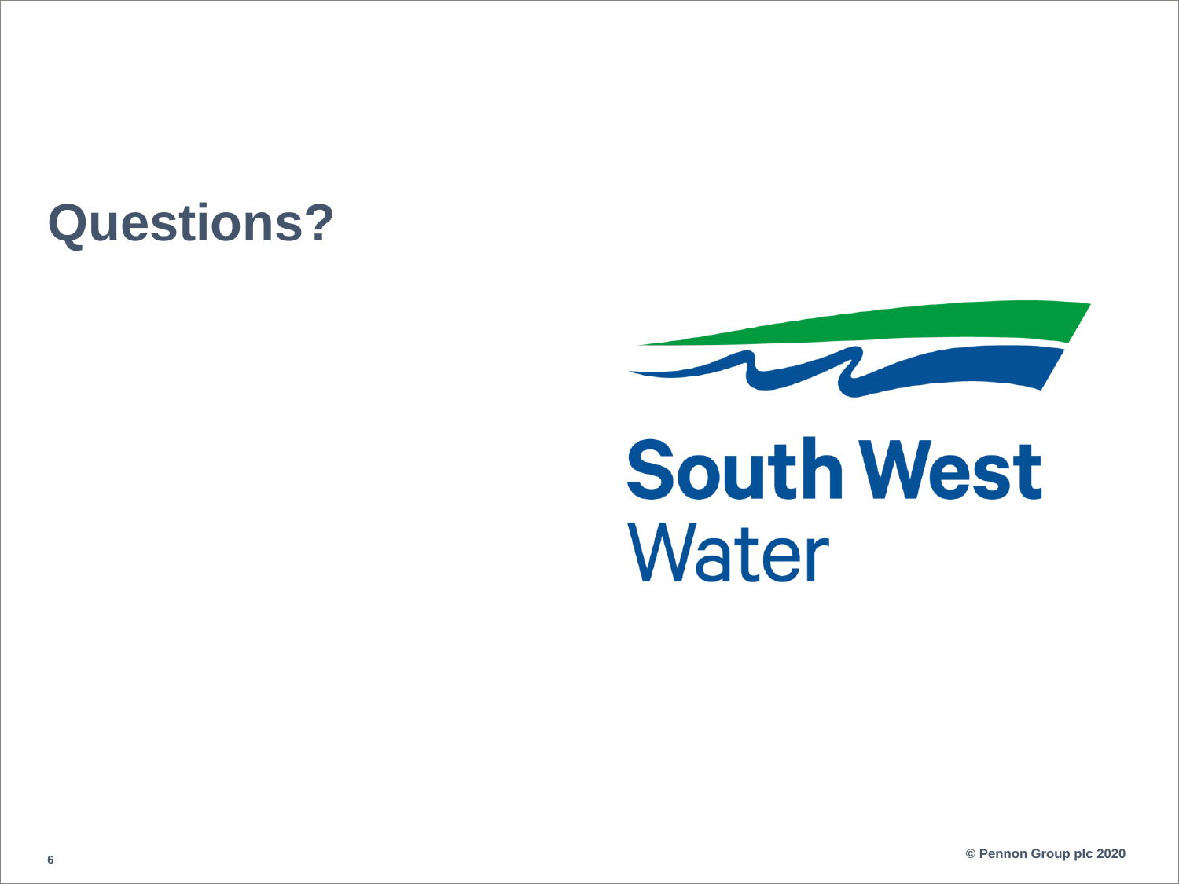# Questions?

South West Water

© Pennon Group plc 2020